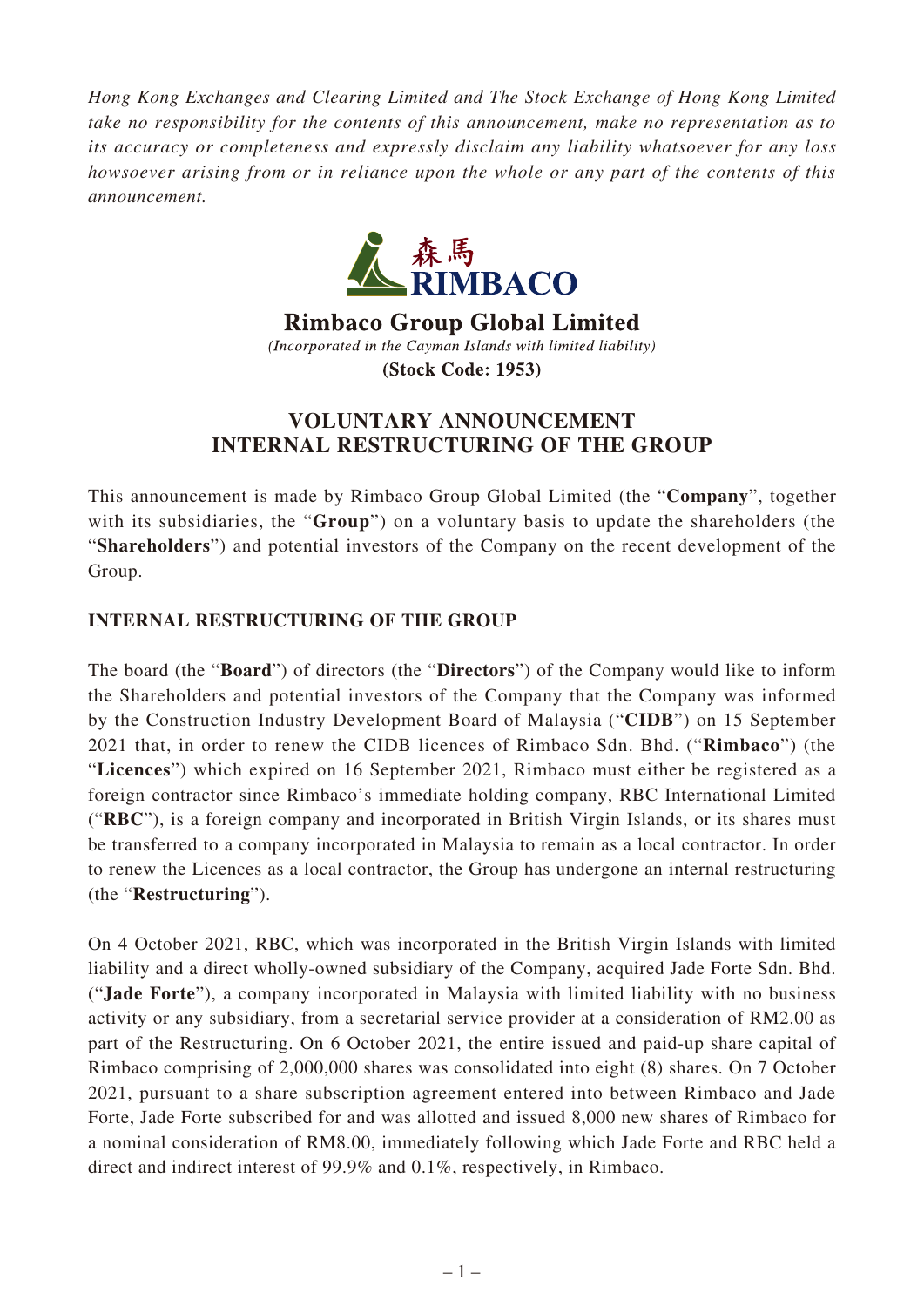*Hong Kong Exchanges and Clearing Limited and The Stock Exchange of Hong Kong Limited take no responsibility for the contents of this announcement, make no representation as to its accuracy or completeness and expressly disclaim any liability whatsoever for any loss howsoever arising from or in reliance upon the whole or any part of the contents of this announcement.*

森馬
RIMBACO

**Rimbaco Group Global Limited**

*(Incorporated in the Cayman Islands with limited liability)*

**(Stock Code: 1953)**

# VOLUNTARY ANNOUNCEMENT INTERNAL RESTRUCTURING OF THE GROUP

This announcement is made by Rimbaco Group Global Limited (the "**Company**", together with its subsidiaries, the "**Group**") on a voluntary basis to update the shareholders (the "**Shareholders**") and potential investors of the Company on the recent development of the Group.

## INTERNAL RESTRUCTURING OF THE GROUP

The board (the "**Board**") of directors (the "**Directors**") of the Company would like to inform the Shareholders and potential investors of the Company that the Company was informed by the Construction Industry Development Board of Malaysia ("**CIDB**") on 15 September 2021 that, in order to renew the CIDB licences of Rimbaco Sdn. Bhd. ("**Rimbaco**") (the "**Licences**") which expired on 16 September 2021, Rimbaco must either be registered as a foreign contractor since Rimbaco's immediate holding company, RBC International Limited ("**RBC**"), is a foreign company and incorporated in British Virgin Islands, or its shares must be transferred to a company incorporated in Malaysia to remain as a local contractor. In order to renew the Licences as a local contractor, the Group has undergone an internal restructuring (the "**Restructuring**").

On 4 October 2021, RBC, which was incorporated in the British Virgin Islands with limited liability and a direct wholly-owned subsidiary of the Company, acquired Jade Forte Sdn. Bhd. ("**Jade Forte**"), a company incorporated in Malaysia with limited liability with no business activity or any subsidiary, from a secretarial service provider at a consideration of RM2.00 as part of the Restructuring. On 6 October 2021, the entire issued and paid-up share capital of Rimbaco comprising of 2,000,000 shares was consolidated into eight (8) shares. On 7 October 2021, pursuant to a share subscription agreement entered into between Rimbaco and Jade Forte, Jade Forte subscribed for and was allotted and issued 8,000 new shares of Rimbaco for a nominal consideration of RM8.00, immediately following which Jade Forte and RBC held a direct and indirect interest of 99.9% and 0.1%, respectively, in Rimbaco.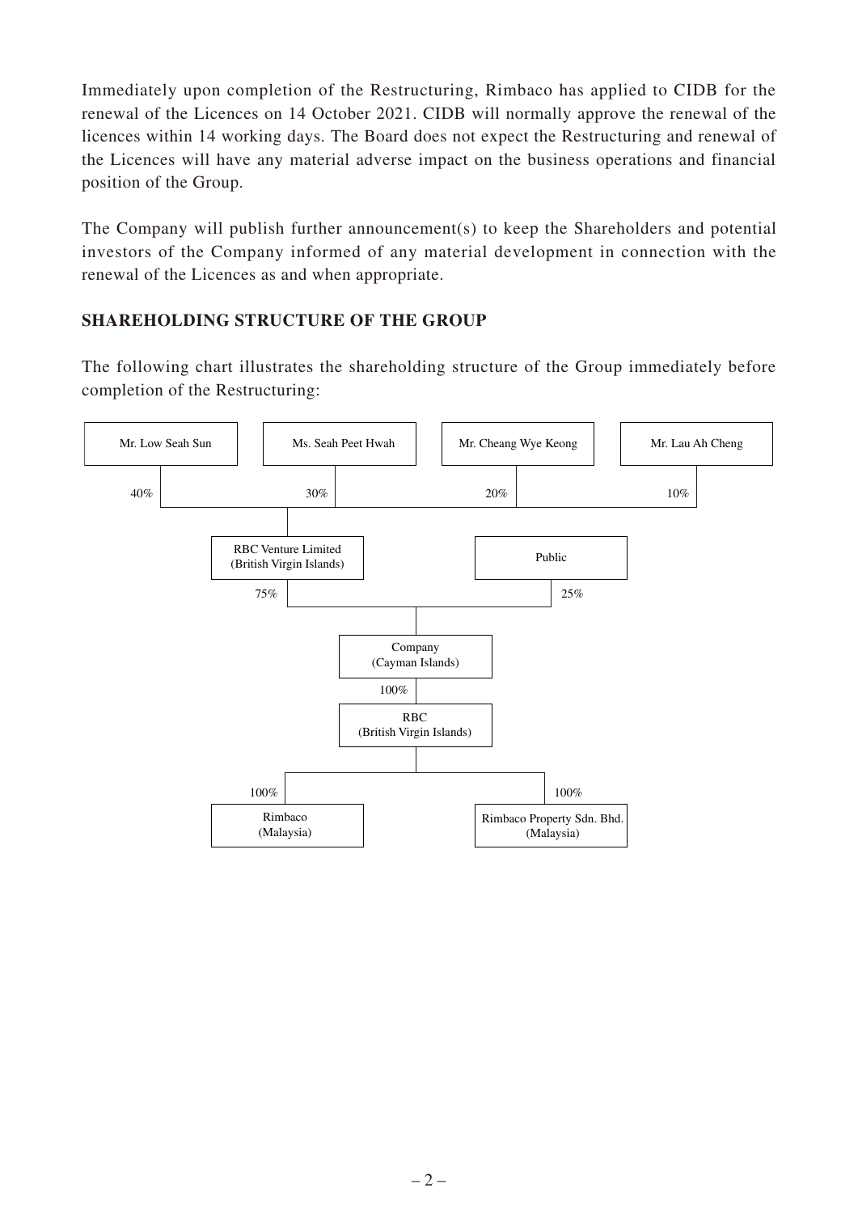Immediately upon completion of the Restructuring, Rimbaco has applied to CIDB for the renewal of the Licences on 14 October 2021. CIDB will normally approve the renewal of the licences within 14 working days. The Board does not expect the Restructuring and renewal of the Licences will have any material adverse impact on the business operations and financial position of the Group.

The Company will publish further announcement(s) to keep the Shareholders and potential investors of the Company informed of any material development in connection with the renewal of the Licences as and when appropriate.

## SHAREHOLDING STRUCTURE OF THE GROUP

The following chart illustrates the shareholding structure of the Group immediately before completion of the Restructuring:

- Mr. Low Seah Sun — 40%
- Ms. Seah Peet Hwah — 30%
- Mr. Cheang Wye Keong — 20%
- Mr. Lau Ah Cheng — 10%

RBC Venture Limited (British Virgin Islands) — 75%

Public — 25%

Company (Cayman Islands)

100%

RBC (British Virgin Islands)

- 100% — Rimbaco (Malaysia)
- 100% — Rimbaco Property Sdn. Bhd. (Malaysia)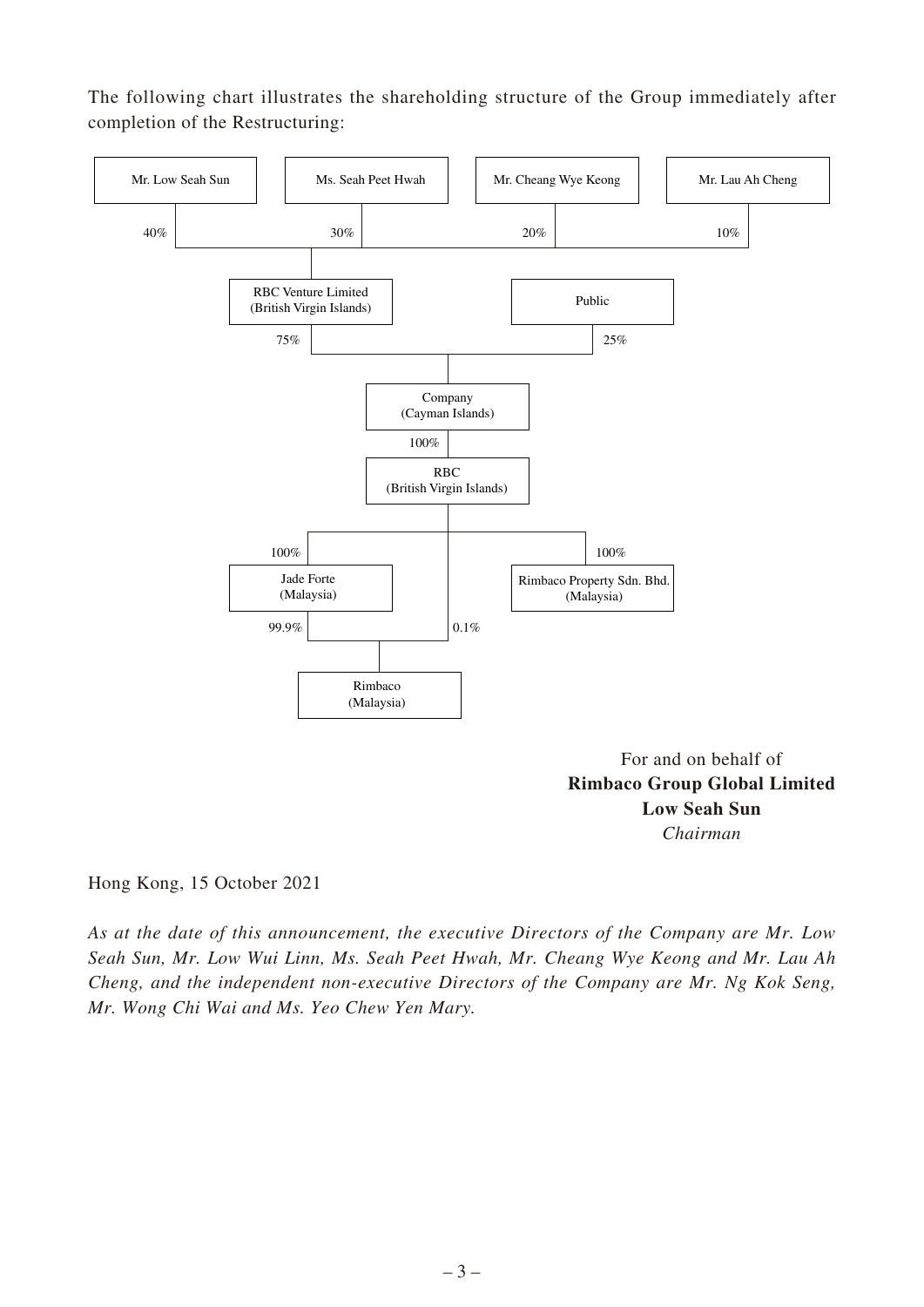The following chart illustrates the shareholding structure of the Group immediately after completion of the Restructuring:

Mr. Low Seah Sun

Ms. Seah Peet Hwah

Mr. Cheang Wye Keong

Mr. Lau Ah Cheng

40%

30%

20%

10%

RBC Venture Limited (British Virgin Islands)

Public

75%

25%

Company (Cayman Islands)

100%

RBC (British Virgin Islands)

100%

100%

Jade Forte (Malaysia)

Rimbaco Property Sdn. Bhd. (Malaysia)

99.9%

0.1%

Rimbaco (Malaysia)

For and on behalf of
**Rimbaco Group Global Limited**
**Low Seah Sun**
*Chairman*

Hong Kong, 15 October 2021

*As at the date of this announcement, the executive Directors of the Company are Mr. Low Seah Sun, Mr. Low Wui Linn, Ms. Seah Peet Hwah, Mr. Cheang Wye Keong and Mr. Lau Ah Cheng, and the independent non-executive Directors of the Company are Mr. Ng Kok Seng, Mr. Wong Chi Wai and Ms. Yeo Chew Yen Mary.*